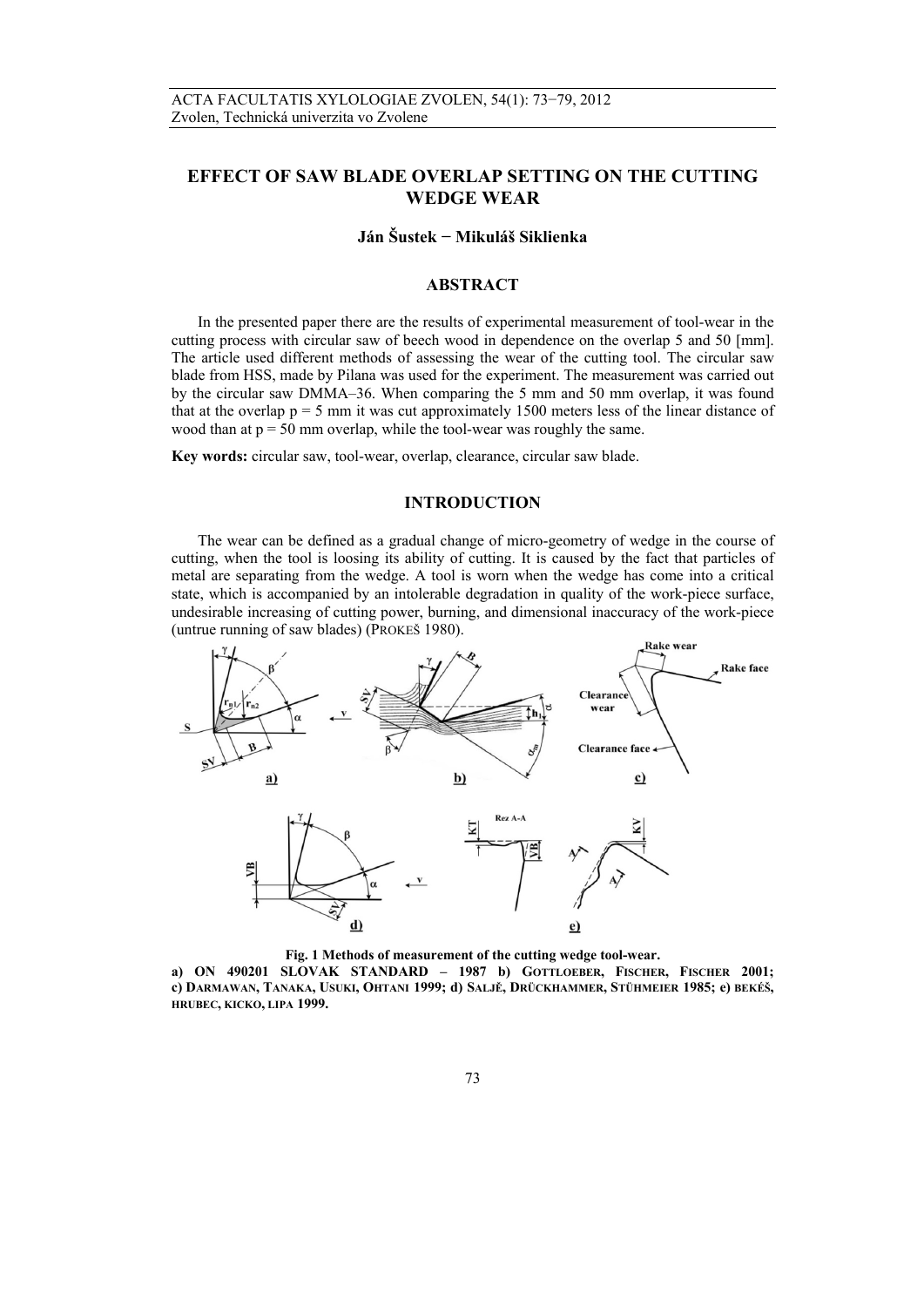# EFFECT OF SAW BLADE OVERLAP SETTING ON THE CUTTING WEDGE WEAR

**Ján Šustek − Mikuláš Siklienka**

## ABSTRACT

In the presented paper there are the results of experimental measurement of tool-wear in the cutting process with circular saw of beech wood in dependence on the overlap 5 and 50 [mm]. The article used different methods of assessing the wear of the cutting tool. The circular saw blade from HSS, made by Pilana was used for the experiment. The measurement was carried out by the circular saw DMMA–36. When comparing the 5 mm and 50 mm overlap, it was found that at the overlap p = 5 mm it was cut approximately 1500 meters less of the linear distance of wood than at p = 50 mm overlap, while the tool-wear was roughly the same.

**Key words:** circular saw, tool-wear, overlap, clearance, circular saw blade.

## INTRODUCTION

The wear can be defined as a gradual change of micro-geometry of wedge in the course of cutting, when the tool is loosing its ability of cutting. It is caused by the fact that particles of metal are separating from the wedge. A tool is worn when the wedge has come into a critical state, which is accompanied by an intolerable degradation in quality of the work-piece surface, undesirable increasing of cutting power, burning, and dimensional inaccuracy of the work-piece (untrue running of saw blades) (Prokeš 1980).

**Fig. 1 Methods of measurement of the cutting wedge tool-wear.**
**a) ON 490201 SLOVAK STANDARD – 1987 b) Gottloeber, Fischer, Fischer 2001; c) Darmawan, Tanaka, Usuki, Ohtani 1999; d) Saljé, Drückhammer, Stühmeier 1985; e) Bekéš, Hrubec, Kicko, Lipa 1999.**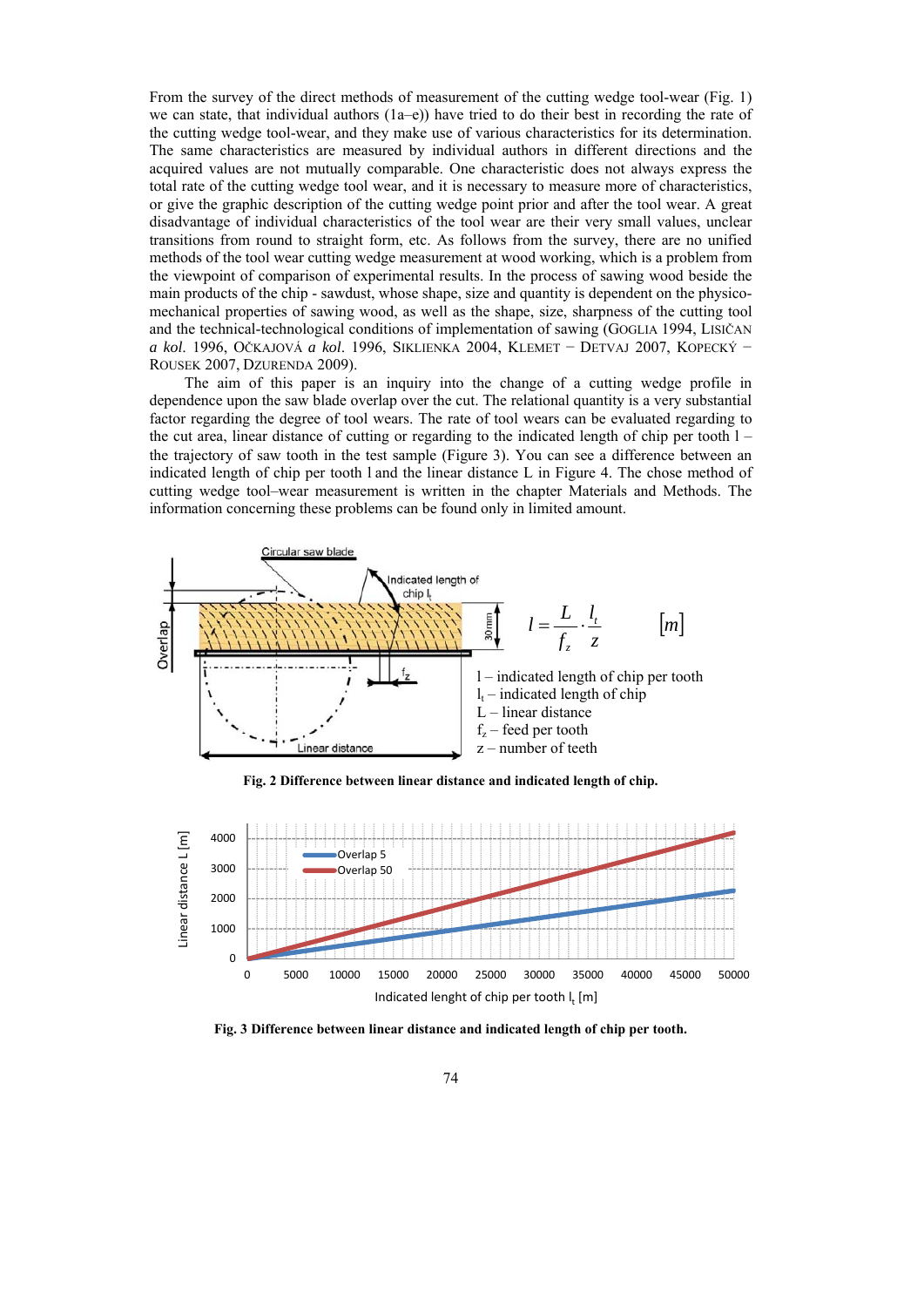From the survey of the direct methods of measurement of the cutting wedge tool-wear (Fig. 1) we can state, that individual authors (1a–e)) have tried to do their best in recording the rate of the cutting wedge tool-wear, and they make use of various characteristics for its determination. The same characteristics are measured by individual authors in different directions and the acquired values are not mutually comparable. One characteristic does not always express the total rate of the cutting wedge tool wear, and it is necessary to measure more of characteristics, or give the graphic description of the cutting wedge point prior and after the tool wear. A great disadvantage of individual characteristics of the tool wear are their very small values, unclear transitions from round to straight form, etc. As follows from the survey, there are no unified methods of the tool wear cutting wedge measurement at wood working, which is a problem from the viewpoint of comparison of experimental results. In the process of sawing wood beside the main products of the chip - sawdust, whose shape, size and quantity is dependent on the physico-mechanical properties of sawing wood, as well as the shape, size, sharpness of the cutting tool and the technical-technological conditions of implementation of sawing (GOGLIA 1994, LISIČAN *a kol.* 1996, OČKAJOVÁ *a kol.* 1996, SIKLIENKA 2004, KLEMET – DETVAJ 2007, KOPECKÝ – ROUSEK 2007, DZURENDA 2009).

The aim of this paper is an inquiry into the change of a cutting wedge profile in dependence upon the saw blade overlap over the cut. The relational quantity is a very substantial factor regarding the degree of tool wears. The rate of tool wears can be evaluated regarding to the cut area, linear distance of cutting or regarding to the indicated length of chip per tooth l – the trajectory of saw tooth in the test sample (Figure 3). You can see a difference between an indicated length of chip per tooth l and the linear distance L in Figure 4. The chose method of cutting wedge tool–wear measurement is written in the chapter Materials and Methods. The information concerning these problems can be found only in limited amount.

$$l = \frac{L}{f_z} \cdot \frac{l_t}{z} \qquad [m]$$

l – indicated length of chip per tooth
$l_t$ – indicated length of chip
L – linear distance
$f_z$ – feed per tooth
z – number of teeth

**Fig. 2 Difference between linear distance and indicated length of chip.**

**Fig. 3 Difference between linear distance and indicated length of chip per tooth.**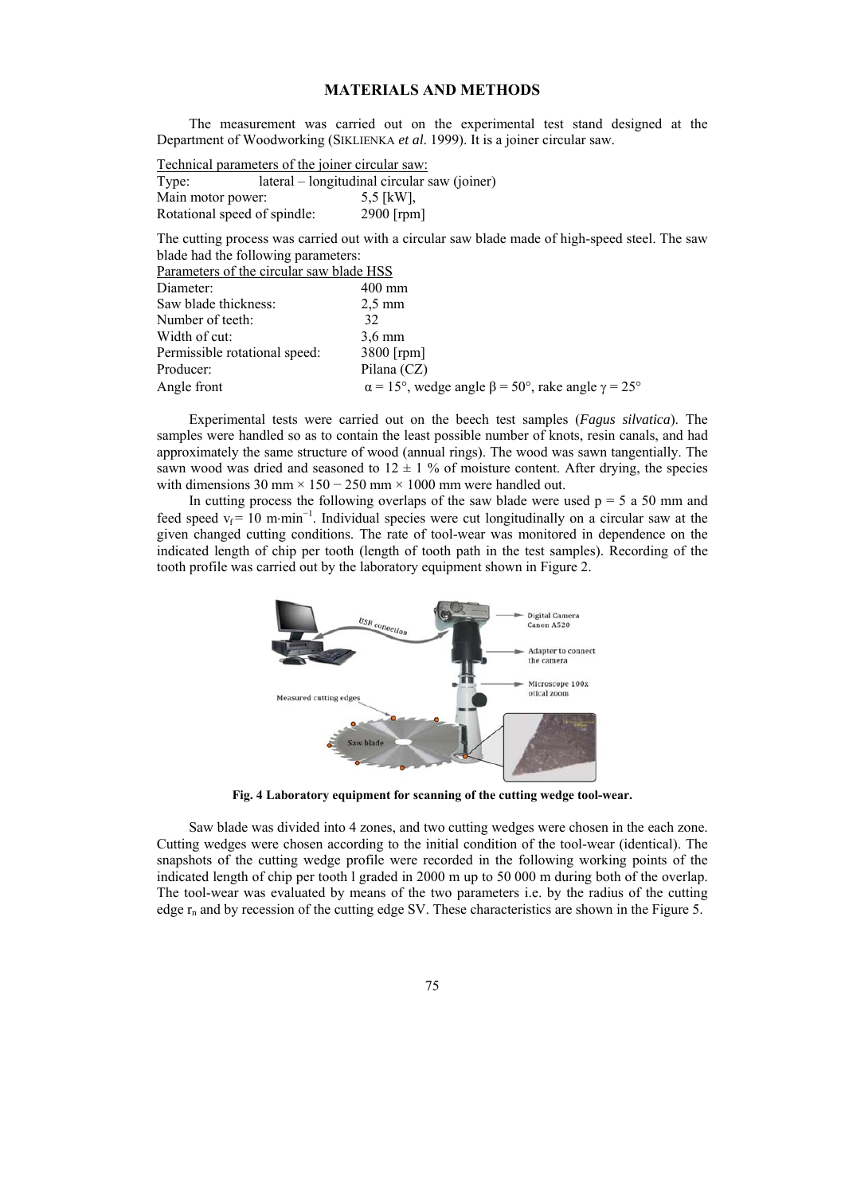## MATERIALS AND METHODS

The measurement was carried out on the experimental test stand designed at the Department of Woodworking (SIKLIENKA *et al*. 1999). It is a joiner circular saw.

Technical parameters of the joiner circular saw:

| | |
|---|---|
| Type: | lateral – longitudinal circular saw (joiner) |
| Main motor power: | 5,5 [kW], |
| Rotational speed of spindle: | 2900 [rpm] |

The cutting process was carried out with a circular saw blade made of high-speed steel. The saw blade had the following parameters:

Parameters of the circular saw blade HSS

| | |
|---|---|
| Diameter: | 400 mm |
| Saw blade thickness: | 2,5 mm |
| Number of teeth: | 32 |
| Width of cut: | 3,6 mm |
| Permissible rotational speed: | 3800 [rpm] |
| Producer: | Pilana (CZ) |
| Angle front | $\alpha = 15°$, wedge angle $\beta = 50°$, rake angle $\gamma = 25°$ |

Experimental tests were carried out on the beech test samples (*Fagus silvatica*). The samples were handled so as to contain the least possible number of knots, resin canals, and had approximately the same structure of wood (annual rings). The wood was sawn tangentially. The sawn wood was dried and seasoned to $12 \pm 1$ % of moisture content. After drying, the species with dimensions 30 mm × 150 − 250 mm × 1000 mm were handled out.

In cutting process the following overlaps of the saw blade were used p = 5 a 50 mm and feed speed $v_f = 10$ m·min$^{-1}$. Individual species were cut longitudinally on a circular saw at the given changed cutting conditions. The rate of tool-wear was monitored in dependence on the indicated length of chip per tooth (length of tooth path in the test samples). Recording of the tooth profile was carried out by the laboratory equipment shown in Figure 2.

**Fig. 4 Laboratory equipment for scanning of the cutting wedge tool-wear.**

Saw blade was divided into 4 zones, and two cutting wedges were chosen in the each zone. Cutting wedges were chosen according to the initial condition of the tool-wear (identical). The snapshots of the cutting wedge profile were recorded in the following working points of the indicated length of chip per tooth l graded in 2000 m up to 50 000 m during both of the overlap. The tool-wear was evaluated by means of the two parameters i.e. by the radius of the cutting edge $r_n$ and by recession of the cutting edge SV. These characteristics are shown in the Figure 5.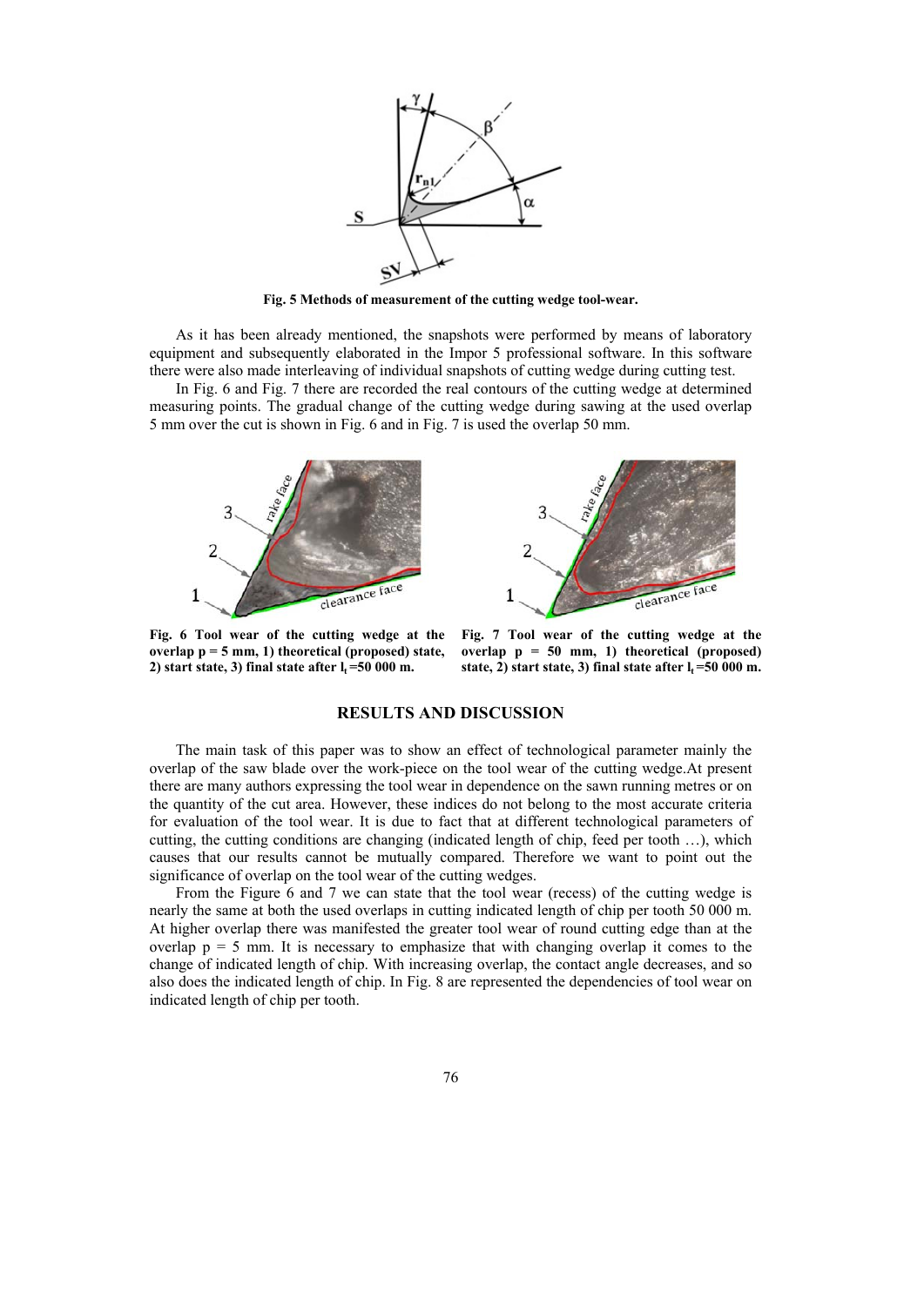Fig. 5 Methods of measurement of the cutting wedge tool-wear.

As it has been already mentioned, the snapshots were performed by means of laboratory equipment and subsequently elaborated in the Impor 5 professional software. In this software there were also made interleaving of individual snapshots of cutting wedge during cutting test.

In Fig. 6 and Fig. 7 there are recorded the real contours of the cutting wedge at determined measuring points. The gradual change of the cutting wedge during sawing at the used overlap 5 mm over the cut is shown in Fig. 6 and in Fig. 7 is used the overlap 50 mm.

**Fig. 6 Tool wear of the cutting wedge at the overlap p = 5 mm, 1) theoretical (proposed) state, 2) start state, 3) final state after $l_t$ =50 000 m.**

**Fig. 7 Tool wear of the cutting wedge at the overlap p = 50 mm, 1) theoretical (proposed) state, 2) start state, 3) final state after $l_t$ =50 000 m.**

## RESULTS AND DISCUSSION

The main task of this paper was to show an effect of technological parameter mainly the overlap of the saw blade over the work-piece on the tool wear of the cutting wedge.At present there are many authors expressing the tool wear in dependence on the sawn running metres or on the quantity of the cut area. However, these indices do not belong to the most accurate criteria for evaluation of the tool wear. It is due to fact that at different technological parameters of cutting, the cutting conditions are changing (indicated length of chip, feed per tooth …), which causes that our results cannot be mutually compared. Therefore we want to point out the significance of overlap on the tool wear of the cutting wedges.

From the Figure 6 and 7 we can state that the tool wear (recess) of the cutting wedge is nearly the same at both the used overlaps in cutting indicated length of chip per tooth 50 000 m. At higher overlap there was manifested the greater tool wear of round cutting edge than at the overlap p = 5 mm. It is necessary to emphasize that with changing overlap it comes to the change of indicated length of chip. With increasing overlap, the contact angle decreases, and so also does the indicated length of chip. In Fig. 8 are represented the dependencies of tool wear on indicated length of chip per tooth.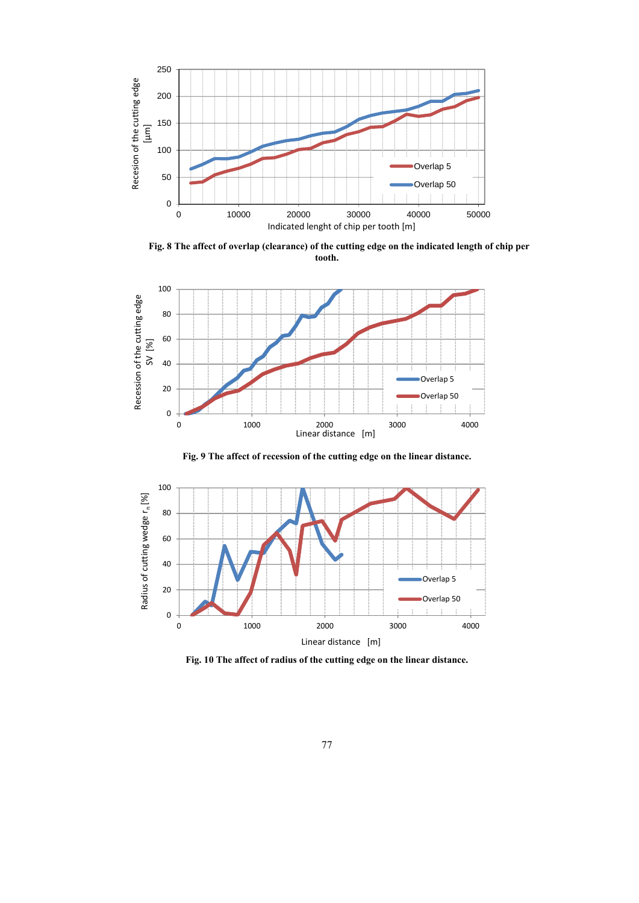**Fig. 8 The affect of overlap (clearance) of the cutting edge on the indicated length of chip per tooth.**

**Fig. 9 The affect of recession of the cutting edge on the linear distance.**

**Fig. 10 The affect of radius of the cutting edge on the linear distance.**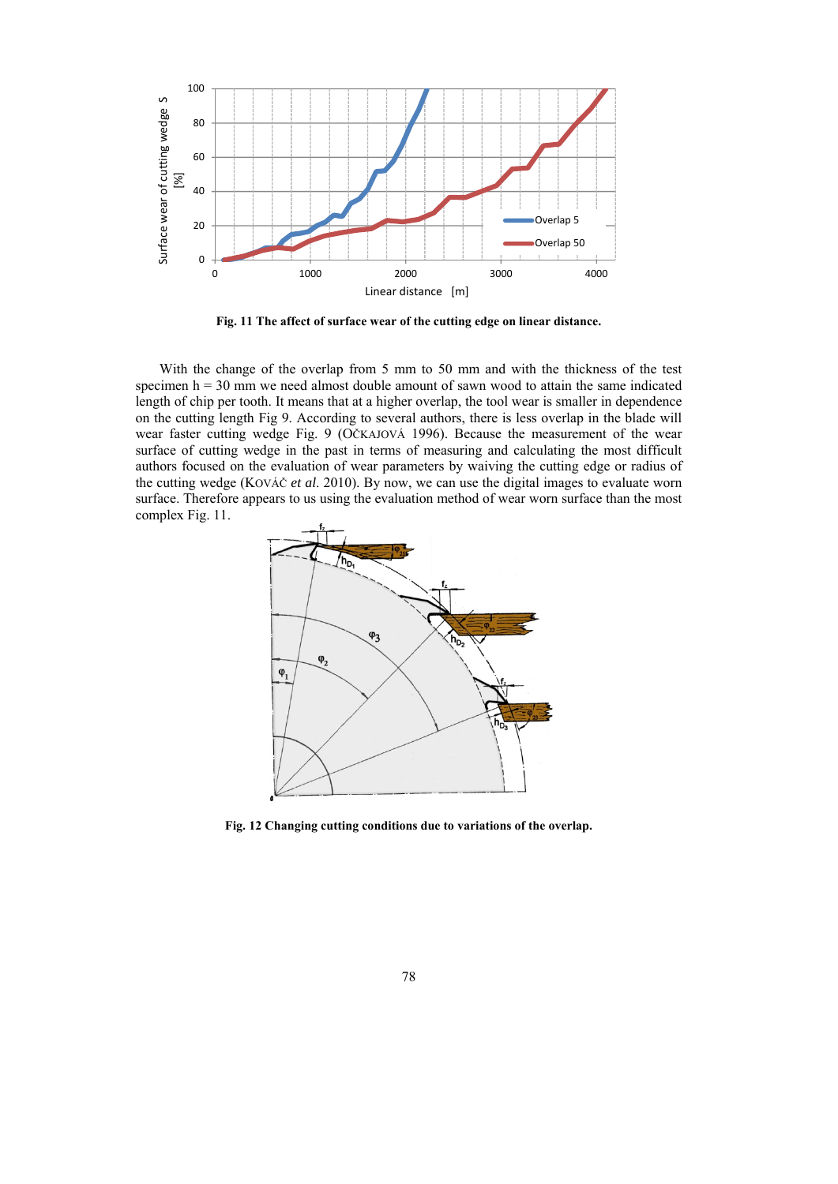**Fig. 11 The affect of surface wear of the cutting edge on linear distance.**

With the change of the overlap from 5 mm to 50 mm and with the thickness of the test specimen h = 30 mm we need almost double amount of sawn wood to attain the same indicated length of chip per tooth. It means that at a higher overlap, the tool wear is smaller in dependence on the cutting length Fig 9. According to several authors, there is less overlap in the blade will wear faster cutting wedge Fig. 9 (OČKAJOVÁ 1996). Because the measurement of the wear surface of cutting wedge in the past in terms of measuring and calculating the most difficult authors focused on the evaluation of wear parameters by waiving the cutting edge or radius of the cutting wedge (KOVÁČ *et al*. 2010). By now, we can use the digital images to evaluate worn surface. Therefore appears to us using the evaluation method of wear worn surface than the most complex Fig. 11.

**Fig. 12 Changing cutting conditions due to variations of the overlap.**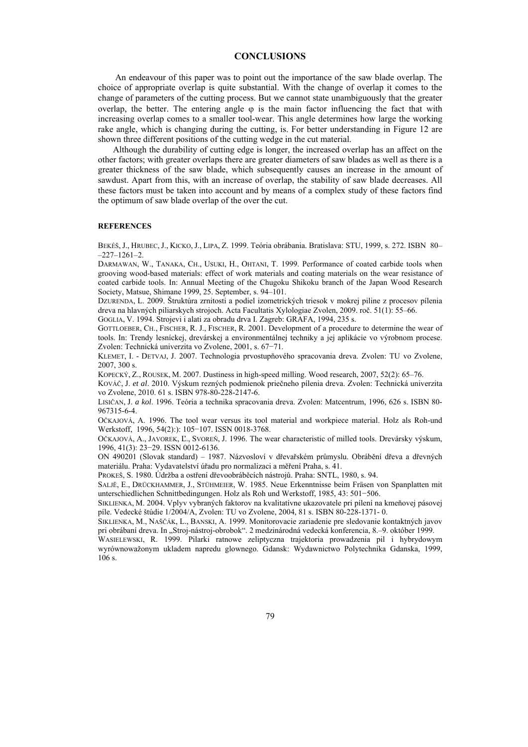## CONCLUSIONS

An endeavour of this paper was to point out the importance of the saw blade overlap. The choice of appropriate overlap is quite substantial. With the change of overlap it comes to the change of parameters of the cutting process. But we cannot state unambiguously that the greater overlap, the better. The entering angle φ is the main factor influencing the fact that with increasing overlap comes to a smaller tool-wear. This angle determines how large the working rake angle, which is changing during the cutting, is. For better understanding in Figure 12 are shown three different positions of the cutting wedge in the cut material.

Although the durability of cutting edge is longer, the increased overlap has an affect on the other factors; with greater overlaps there are greater diameters of saw blades as well as there is a greater thickness of the saw blade, which subsequently causes an increase in the amount of sawdust. Apart from this, with an increase of overlap, the stability of saw blade decreases. All these factors must be taken into account and by means of a complex study of these factors find the optimum of saw blade overlap of the over the cut.

### REFERENCES

BEKÉŠ, J., HRUBEC, J., KICKO, J., LIPA, Z. 1999. Teória obrábania. Bratislava: STU, 1999, s. 272. ISBN 80–227–1261–2.

DARMAWAN, W., TANAKA, CH., USUKI, H., OHTANI, T. 1999. Performance of coated carbide tools when grooving wood-based materials: effect of work materials and coating materials on the wear resistance of coated carbide tools. In: Annual Meeting of the Chugoku Shikoku branch of the Japan Wood Research Society, Matsue, Shimane 1999, 25. September, s. 94–101.

DZURENDA, L. 2009. Štruktúra zrnitosti a podiel izometrických triesok v mokrej piline z procesov pílenia dreva na hlavných piliarskych strojoch. Acta Facultatis Xylologiae Zvolen, 2009. roč. 51(1): 55–66.

GOGLIA, V. 1994. Strojevi i alati za obradu drva I. Zagreb: GRAFA, 1994, 235 s.

GOTTLOEBER, CH., FISCHER, R. J., FISCHER, R. 2001. Development of a procedure to determine the wear of tools. In: Trendy lesníckej, drevárskej a environmentálnej techniky a jej aplikácie vo výrobnom procese. Zvolen: Technická univerzita vo Zvolene, 2001, s. 67−71.

KLEMET, I. - DETVAJ, J. 2007. Technologia prvostupňového spracovania dreva. Zvolen: TU vo Zvolene, 2007, 300 s.

KOPECKÝ, Z., ROUSEK, M. 2007. Dustiness in high-speed milling. Wood research, 2007, 52(2): 65–76.

KOVÁČ, J. *et al*. 2010. Výskum rezných podmienok priečneho pílenia dreva. Zvolen: Technická univerzita vo Zvolene, 2010. 61 s. ISBN 978-80-228-2147-6.

LISIČAN, J. *a kol*. 1996. Teória a technika spracovania dreva. Zvolen: Matcentrum, 1996, 626 s. ISBN 80-967315-6-4.

OČKAJOVÁ, A. 1996. The tool wear versus its tool material and workpiece material. Holz als Roh-und Werkstoff, 1996, 54(2):): 105−107. ISSN 0018-3768.

OČKAJOVÁ, A., JAVOREK, Ľ., SVOREŇ, J. 1996. The wear characteristic of milled tools. Drevársky výskum, 1996, 41(3): 23−29. ISSN 0012-6136.

ON 490201 (Slovak standard) – 1987. Názvosloví v dřevařském průmyslu. Obrábění dřeva a dřevných materiálu. Praha: Vydavatelství úřadu pro normalizaci a měření Praha, s. 41.

PROKEŠ, S. 1980. Údržba a ostření dřevoobráběcích nástrojů. Praha: SNTL, 1980, s. 94.

SALJÉ, E., DRÜCKHAMMER, J., STÜHMEIER, W. 1985. Neue Erkenntnisse beim Fräsen von Spanplatten mit unterschiedlichen Schnittbedingungen. Holz als Roh und Werkstoff, 1985, 43: 501−506.

SIKLIENKA, M. 2004. Vplyv vybraných faktorov na kvalitatívne ukazovatele pri pílení na kmeňovej pásovej píle. Vedecké štúdie 1/2004/A, Zvolen: TU vo Zvolene, 2004, 81 s. ISBN 80-228-1371- 0.

SIKLIENKA, M., NAŠČÁK, L., BANSKI, A. 1999. Monitorovacie zariadenie pre sledovanie kontaktných javov pri obrábaní dreva. In „Stroj-nástroj-obrobok". 2 medzinárodná vedecká konferencia, 8.–9. október 1999.

WASIELEWSKI, R. 1999. Pilarki ratnowe zeliptyczna trajektoria prowadzenia pil i hybrydowym wyrównoważonym ukladem napredu glownego. Gdansk: Wydawnictwo Polytechnika Gdanska, 1999, 106 s.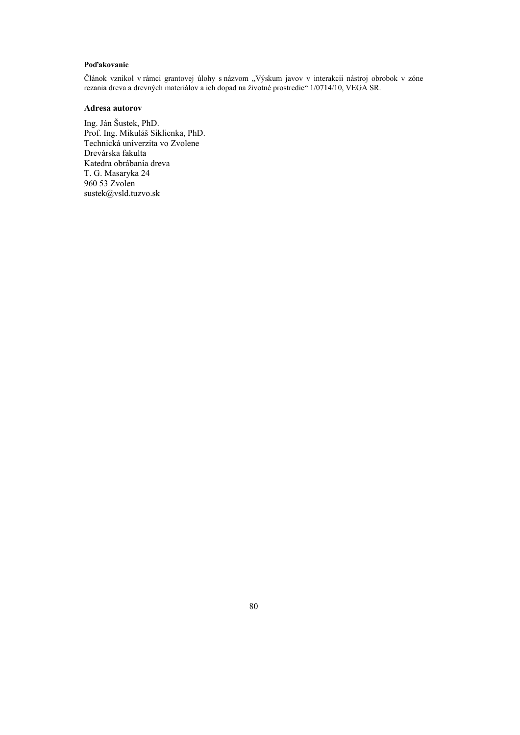#### Poďakovanie

Článok vznikol v rámci grantovej úlohy s názvom „Výskum javov v interakcii nástroj obrobok v zóne rezania dreva a drevných materiálov a ich dopad na životné prostredie" 1/0714/10, VEGA SR.

### Adresa autorov

Ing. Ján Šustek, PhD.
Prof. Ing. Mikuláš Siklienka, PhD.
Technická univerzita vo Zvolene
Drevárska fakulta
Katedra obrábania dreva
T. G. Masaryka 24
960 53 Zvolen
sustek@vsld.tuzvo.sk